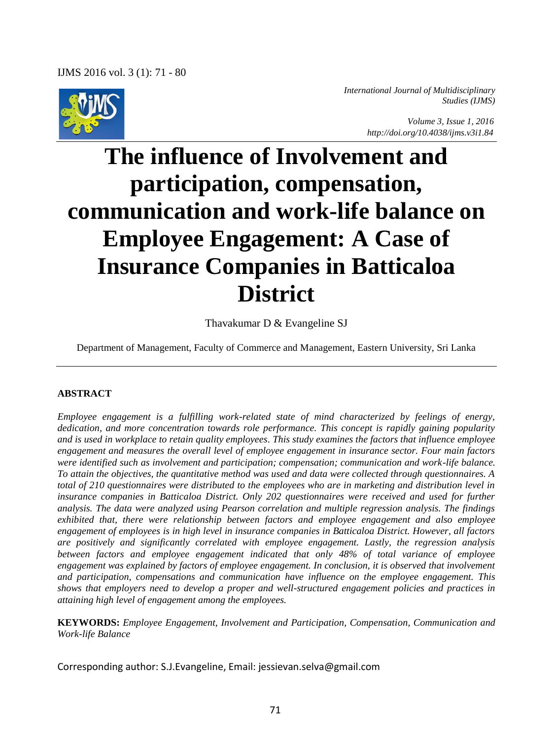*International Journal of Multidisciplinary Studies (IJMS)*

*Volume 3, Issue 1, 2016*
*http://doi.org/10.4038/ijms.v3i1.84*

# The influence of Involvement and participation, compensation, communication and work-life balance on Employee Engagement: A Case of Insurance Companies in Batticaloa District

Thavakumar D & Evangeline SJ

Department of Management, Faculty of Commerce and Management, Eastern University, Sri Lanka

## ABSTRACT

*Employee engagement is a fulfilling work-related state of mind characterized by feelings of energy, dedication, and more concentration towards role performance. This concept is rapidly gaining popularity and is used in workplace to retain quality employees. This study examines the factors that influence employee engagement and measures the overall level of employee engagement in insurance sector. Four main factors were identified such as involvement and participation; compensation; communication and work-life balance. To attain the objectives, the quantitative method was used and data were collected through questionnaires. A total of 210 questionnaires were distributed to the employees who are in marketing and distribution level in insurance companies in Batticaloa District. Only 202 questionnaires were received and used for further analysis. The data were analyzed using Pearson correlation and multiple regression analysis. The findings exhibited that, there were relationship between factors and employee engagement and also employee engagement of employees is in high level in insurance companies in Batticaloa District. However, all factors are positively and significantly correlated with employee engagement. Lastly, the regression analysis between factors and employee engagement indicated that only 48% of total variance of employee engagement was explained by factors of employee engagement. In conclusion, it is observed that involvement and participation, compensations and communication have influence on the employee engagement. This shows that employers need to develop a proper and well-structured engagement policies and practices in attaining high level of engagement among the employees.*

**KEYWORDS:** *Employee Engagement, Involvement and Participation, Compensation, Communication and Work-life Balance*

Corresponding author: S.J.Evangeline, Email: jessievan.selva@gmail.com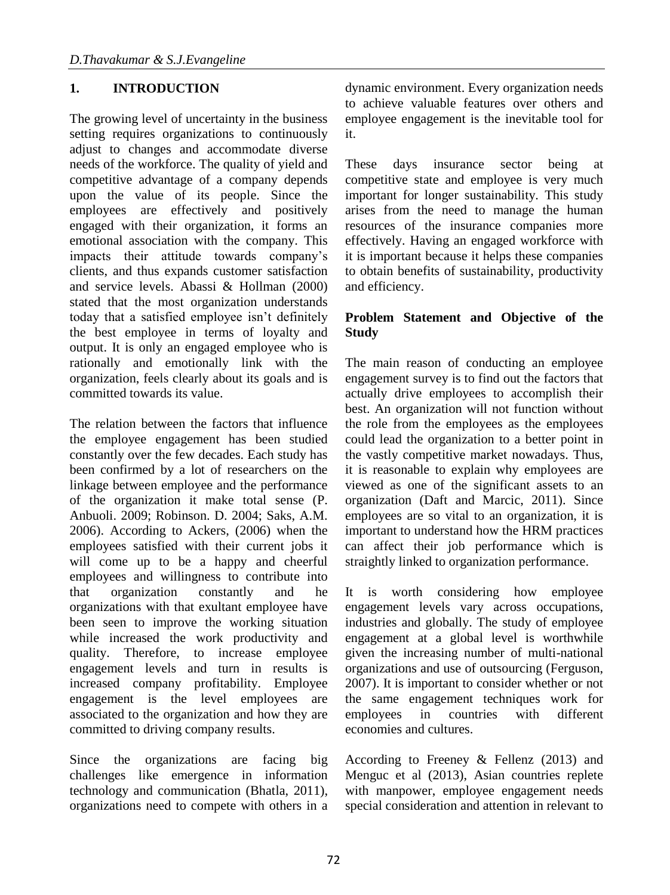## 1. INTRODUCTION

The growing level of uncertainty in the business setting requires organizations to continuously adjust to changes and accommodate diverse needs of the workforce. The quality of yield and competitive advantage of a company depends upon the value of its people. Since the employees are effectively and positively engaged with their organization, it forms an emotional association with the company. This impacts their attitude towards company's clients, and thus expands customer satisfaction and service levels. Abassi & Hollman (2000) stated that the most organization understands today that a satisfied employee isn't definitely the best employee in terms of loyalty and output. It is only an engaged employee who is rationally and emotionally link with the organization, feels clearly about its goals and is committed towards its value.

The relation between the factors that influence the employee engagement has been studied constantly over the few decades. Each study has been confirmed by a lot of researchers on the linkage between employee and the performance of the organization it make total sense (P. Anbuoli. 2009; Robinson. D. 2004; Saks, A.M. 2006). According to Ackers, (2006) when the employees satisfied with their current jobs it will come up to be a happy and cheerful employees and willingness to contribute into that organization constantly and he organizations with that exultant employee have been seen to improve the working situation while increased the work productivity and quality. Therefore, to increase employee engagement levels and turn in results is increased company profitability. Employee engagement is the level employees are associated to the organization and how they are committed to driving company results.

Since the organizations are facing big challenges like emergence in information technology and communication (Bhatla, 2011), organizations need to compete with others in a dynamic environment. Every organization needs to achieve valuable features over others and employee engagement is the inevitable tool for it.

These days insurance sector being at competitive state and employee is very much important for longer sustainability. This study arises from the need to manage the human resources of the insurance companies more effectively. Having an engaged workforce with it is important because it helps these companies to obtain benefits of sustainability, productivity and efficiency.

### Problem Statement and Objective of the Study

The main reason of conducting an employee engagement survey is to find out the factors that actually drive employees to accomplish their best. An organization will not function without the role from the employees as the employees could lead the organization to a better point in the vastly competitive market nowadays. Thus, it is reasonable to explain why employees are viewed as one of the significant assets to an organization (Daft and Marcic, 2011). Since employees are so vital to an organization, it is important to understand how the HRM practices can affect their job performance which is straightly linked to organization performance.

It is worth considering how employee engagement levels vary across occupations, industries and globally. The study of employee engagement at a global level is worthwhile given the increasing number of multi-national organizations and use of outsourcing (Ferguson, 2007). It is important to consider whether or not the same engagement techniques work for employees in countries with different economies and cultures.

According to Freeney & Fellenz (2013) and Menguc et al (2013), Asian countries replete with manpower, employee engagement needs special consideration and attention in relevant to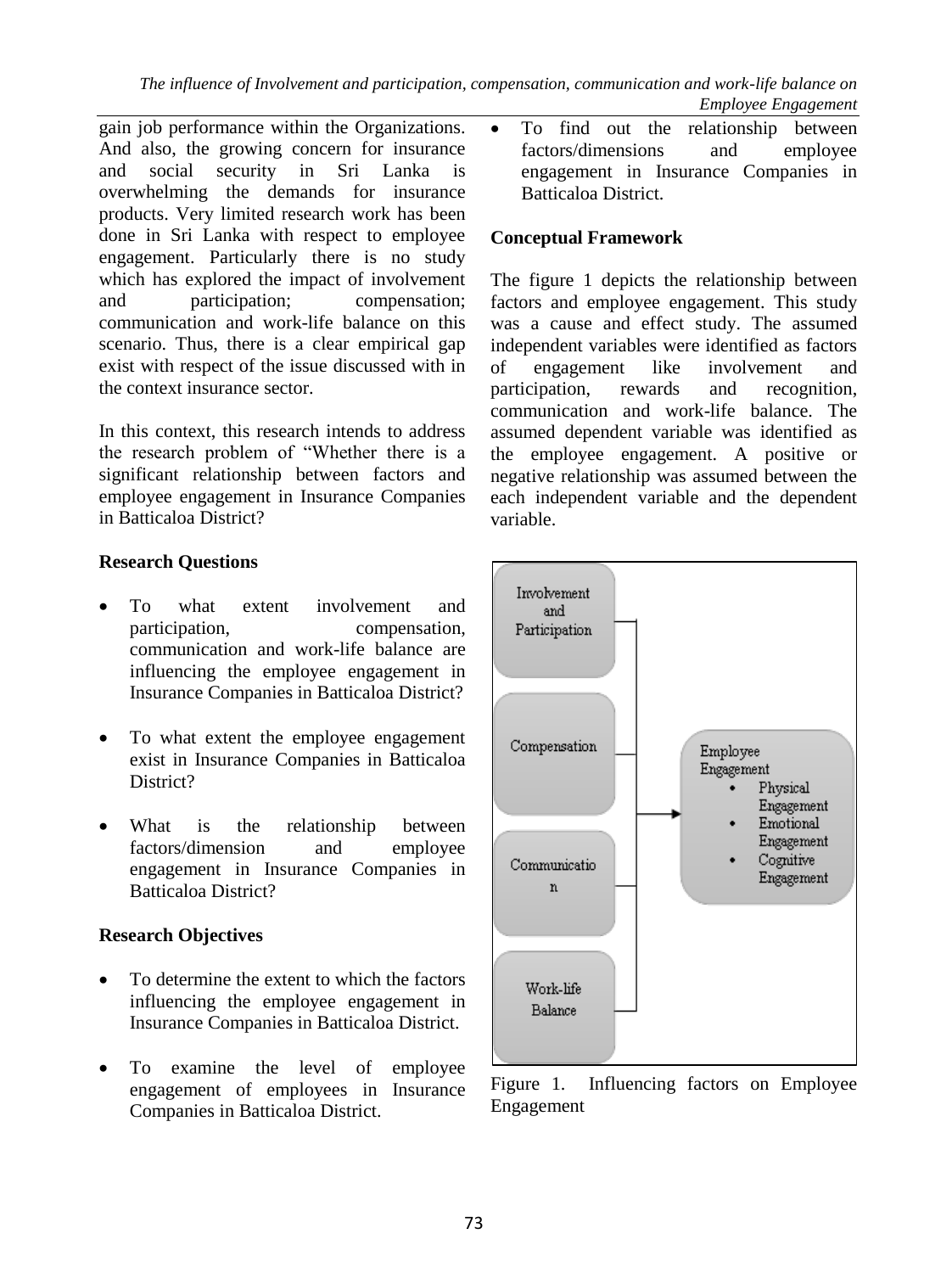gain job performance within the Organizations. And also, the growing concern for insurance and social security in Sri Lanka is overwhelming the demands for insurance products. Very limited research work has been done in Sri Lanka with respect to employee engagement. Particularly there is no study which has explored the impact of involvement and participation; compensation; communication and work-life balance on this scenario. Thus, there is a clear empirical gap exist with respect of the issue discussed with in the context insurance sector.

In this context, this research intends to address the research problem of "Whether there is a significant relationship between factors and employee engagement in Insurance Companies in Batticaloa District?

**Research Questions**

- To what extent involvement and participation, compensation, communication and work-life balance are influencing the employee engagement in Insurance Companies in Batticaloa District?
- To what extent the employee engagement exist in Insurance Companies in Batticaloa District?
- What is the relationship between factors/dimension and employee engagement in Insurance Companies in Batticaloa District?

**Research Objectives**

- To determine the extent to which the factors influencing the employee engagement in Insurance Companies in Batticaloa District.
- To examine the level of employee engagement of employees in Insurance Companies in Batticaloa District.
- To find out the relationship between factors/dimensions and employee engagement in Insurance Companies in Batticaloa District.

**Conceptual Framework**

The figure 1 depicts the relationship between factors and employee engagement. This study was a cause and effect study. The assumed independent variables were identified as factors of engagement like involvement and participation, rewards and recognition, communication and work-life balance. The assumed dependent variable was identified as the employee engagement. A positive or negative relationship was assumed between the each independent variable and the dependent variable.

Involvement and Participation

Compensation

Communicatio n

Work-life Balance

Employee Engagement
- Physical Engagement
- Emotional Engagement
- Cognitive Engagement

Figure 1. Influencing factors on Employee Engagement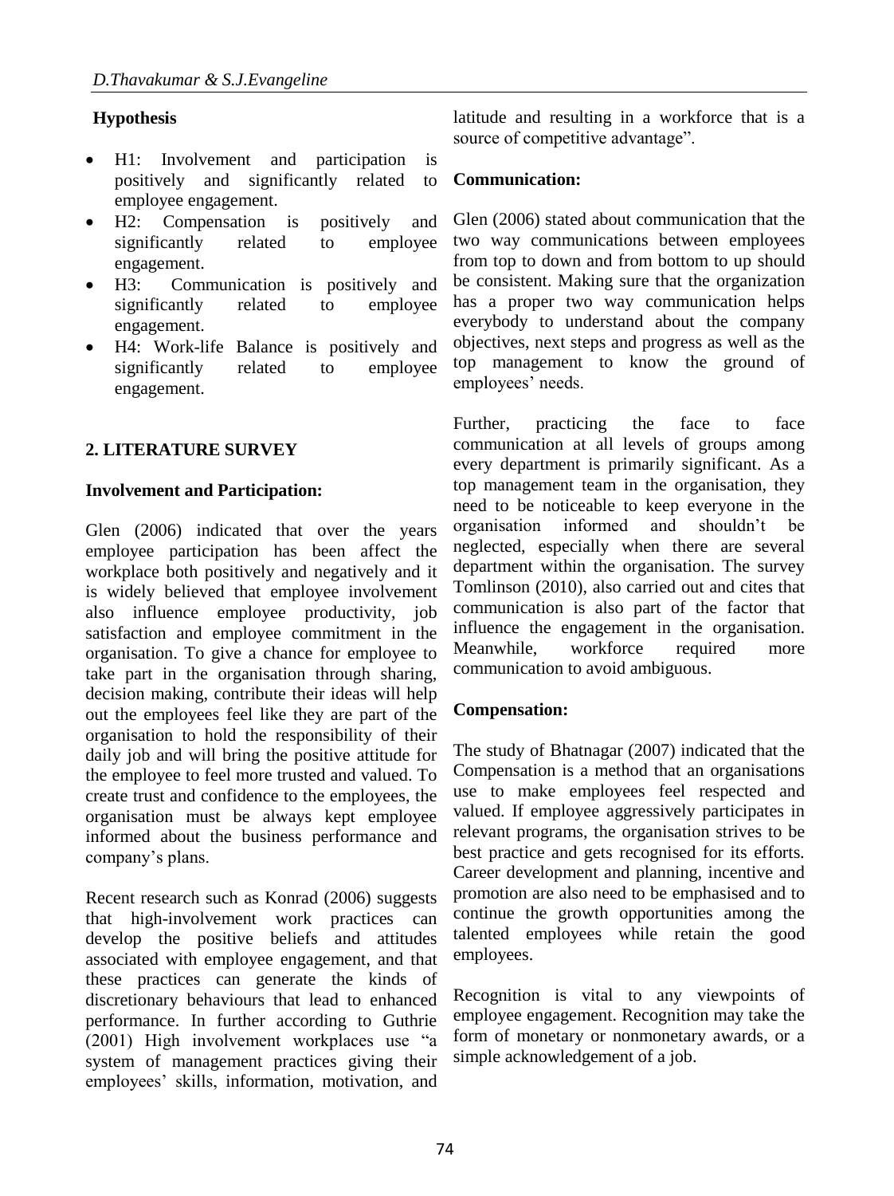**Hypothesis**

- H1: Involvement and participation is positively and significantly related to employee engagement.
- H2: Compensation is positively and significantly related to employee engagement.
- H3: Communication is positively and significantly related to employee engagement.
- H4: Work-life Balance is positively and significantly related to employee engagement.

## 2. LITERATURE SURVEY

**Involvement and Participation:**

Glen (2006) indicated that over the years employee participation has been affect the workplace both positively and negatively and it is widely believed that employee involvement also influence employee productivity, job satisfaction and employee commitment in the organisation. To give a chance for employee to take part in the organisation through sharing, decision making, contribute their ideas will help out the employees feel like they are part of the organisation to hold the responsibility of their daily job and will bring the positive attitude for the employee to feel more trusted and valued. To create trust and confidence to the employees, the organisation must be always kept employee informed about the business performance and company's plans.

Recent research such as Konrad (2006) suggests that high-involvement work practices can develop the positive beliefs and attitudes associated with employee engagement, and that these practices can generate the kinds of discretionary behaviours that lead to enhanced performance. In further according to Guthrie (2001) High involvement workplaces use "a system of management practices giving their employees' skills, information, motivation, and latitude and resulting in a workforce that is a source of competitive advantage".

**Communication:**

Glen (2006) stated about communication that the two way communications between employees from top to down and from bottom to up should be consistent. Making sure that the organization has a proper two way communication helps everybody to understand about the company objectives, next steps and progress as well as the top management to know the ground of employees' needs.

Further, practicing the face to face communication at all levels of groups among every department is primarily significant. As a top management team in the organisation, they need to be noticeable to keep everyone in the organisation informed and shouldn't be neglected, especially when there are several department within the organisation. The survey Tomlinson (2010), also carried out and cites that communication is also part of the factor that influence the engagement in the organisation. Meanwhile, workforce required more communication to avoid ambiguous.

**Compensation:**

The study of Bhatnagar (2007) indicated that the Compensation is a method that an organisations use to make employees feel respected and valued. If employee aggressively participates in relevant programs, the organisation strives to be best practice and gets recognised for its efforts. Career development and planning, incentive and promotion are also need to be emphasised and to continue the growth opportunities among the talented employees while retain the good employees.

Recognition is vital to any viewpoints of employee engagement. Recognition may take the form of monetary or nonmonetary awards, or a simple acknowledgement of a job.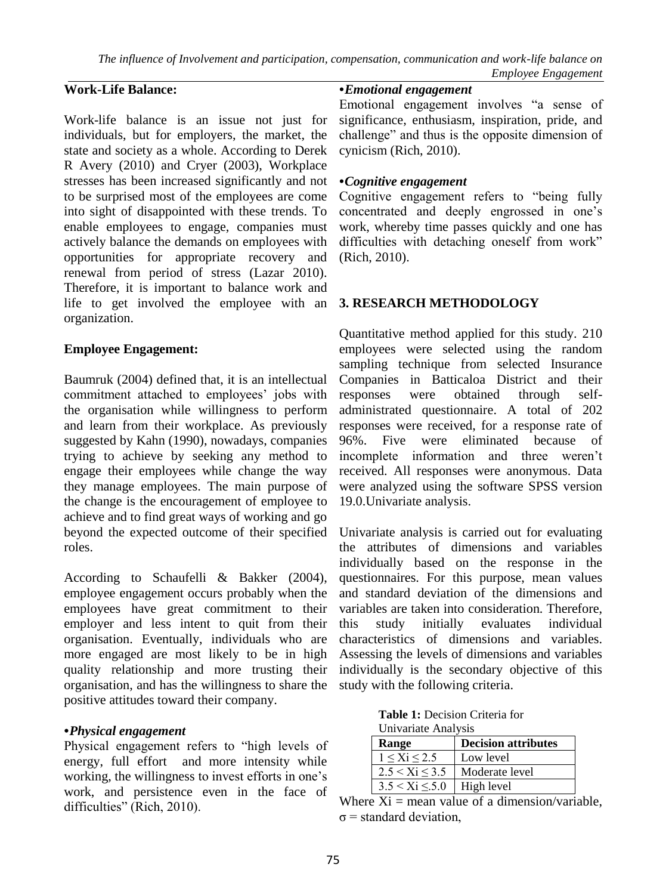**Work-Life Balance:**

Work-life balance is an issue not just for individuals, but for employers, the market, the state and society as a whole. According to Derek R Avery (2010) and Cryer (2003), Workplace stresses has been increased significantly and not to be surprised most of the employees are come into sight of disappointed with these trends. To enable employees to engage, companies must actively balance the demands on employees with opportunities for appropriate recovery and renewal from period of stress (Lazar 2010). Therefore, it is important to balance work and life to get involved the employee with an organization.

**Employee Engagement:**

Baumruk (2004) defined that, it is an intellectual commitment attached to employees' jobs with the organisation while willingness to perform and learn from their workplace. As previously suggested by Kahn (1990), nowadays, companies trying to achieve by seeking any method to engage their employees while change the way they manage employees. The main purpose of the change is the encouragement of employee to achieve and to find great ways of working and go beyond the expected outcome of their specified roles.

According to Schaufelli & Bakker (2004), employee engagement occurs probably when the employees have great commitment to their employer and less intent to quit from their organisation. Eventually, individuals who are more engaged are most likely to be in high quality relationship and more trusting their organisation, and has the willingness to share the positive attitudes toward their company.

***•Physical engagement***

Physical engagement refers to "high levels of energy, full effort and more intensity while working, the willingness to invest efforts in one's work, and persistence even in the face of difficulties" (Rich, 2010).

***•Emotional engagement***

Emotional engagement involves "a sense of significance, enthusiasm, inspiration, pride, and challenge" and thus is the opposite dimension of cynicism (Rich, 2010).

***•Cognitive engagement***

Cognitive engagement refers to "being fully concentrated and deeply engrossed in one's work, whereby time passes quickly and one has difficulties with detaching oneself from work" (Rich, 2010).

## 3. RESEARCH METHODOLOGY

Quantitative method applied for this study. 210 employees were selected using the random sampling technique from selected Insurance Companies in Batticaloa District and their responses were obtained through self-administrated questionnaire. A total of 202 responses were received, for a response rate of 96%. Five were eliminated because of incomplete information and three weren't received. All responses were anonymous. Data were analyzed using the software SPSS version 19.0.Univariate analysis.

Univariate analysis is carried out for evaluating the attributes of dimensions and variables individually based on the response in the questionnaires. For this purpose, mean values and standard deviation of the dimensions and variables are taken into consideration. Therefore, this study initially evaluates individual characteristics of dimensions and variables. Assessing the levels of dimensions and variables individually is the secondary objective of this study with the following criteria.

**Table 1:** Decision Criteria for Univariate Analysis

| Range | Decision attributes |
|---|---|
| $1 \leq Xi \leq 2.5$ | Low level |
| $2.5 < Xi \leq 3.5$ | Moderate level |
| $3.5 < Xi \leq 5.0$ | High level |

Where $Xi$ = mean value of a dimension/variable, $\sigma$ = standard deviation,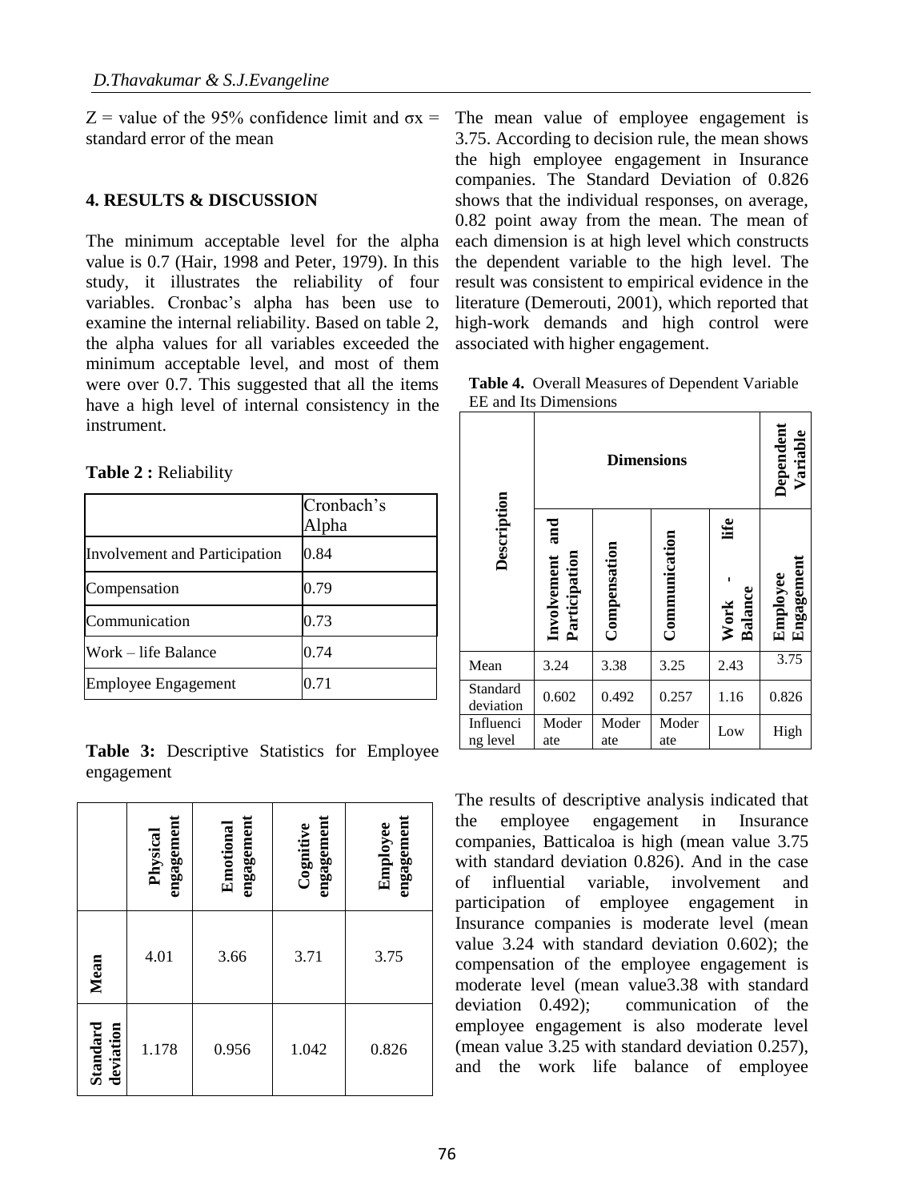$Z$ = value of the 95% confidence limit and $\sigma x$ = standard error of the mean

## 4. RESULTS & DISCUSSION

The minimum acceptable level for the alpha value is 0.7 (Hair, 1998 and Peter, 1979). In this study, it illustrates the reliability of four variables. Cronbac's alpha has been use to examine the internal reliability. Based on table 2, the alpha values for all variables exceeded the minimum acceptable level, and most of them were over 0.7. This suggested that all the items have a high level of internal consistency in the instrument.

**Table 2 :** Reliability

| | Cronbach's Alpha |
|---|---|
| Involvement and Participation | 0.84 |
| Compensation | 0.79 |
| Communication | 0.73 |
| Work – life Balance | 0.74 |
| Employee Engagement | 0.71 |

**Table 3:** Descriptive Statistics for Employee engagement

| | Physical engagement | Emotional engagement | Cognitive engagement | Employee engagement |
|---|---|---|---|---|
| Mean | 4.01 | 3.66 | 3.71 | 3.75 |
| Standard deviation | 1.178 | 0.956 | 1.042 | 0.826 |

The mean value of employee engagement is 3.75. According to decision rule, the mean shows the high employee engagement in Insurance companies. The Standard Deviation of 0.826 shows that the individual responses, on average, 0.82 point away from the mean. The mean of each dimension is at high level which constructs the dependent variable to the high level. The result was consistent to empirical evidence in the literature (Demerouti, 2001), which reported that high-work demands and high control were associated with higher engagement.

**Table 4.** Overall Measures of Dependent Variable EE and Its Dimensions

| Description | Dimensions | | | | Dependent Variable |
|---|---|---|---|---|---|
| | Involvement and Participation | Compensation | Communication | Work - life Balance | Employee Engagement |
| Mean | 3.24 | 3.38 | 3.25 | 2.43 | 3.75 |
| Standard deviation | 0.602 | 0.492 | 0.257 | 1.16 | 0.826 |
| Influencing level | Moderate | Moderate | Moderate | Low | High |

The results of descriptive analysis indicated that the employee engagement in Insurance companies, Batticaloa is high (mean value 3.75 with standard deviation 0.826). And in the case of influential variable, involvement and participation of employee engagement in Insurance companies is moderate level (mean value 3.24 with standard deviation 0.602); the compensation of the employee engagement is moderate level (mean value3.38 with standard deviation 0.492); communication of the employee engagement is also moderate level (mean value 3.25 with standard deviation 0.257), and the work life balance of employee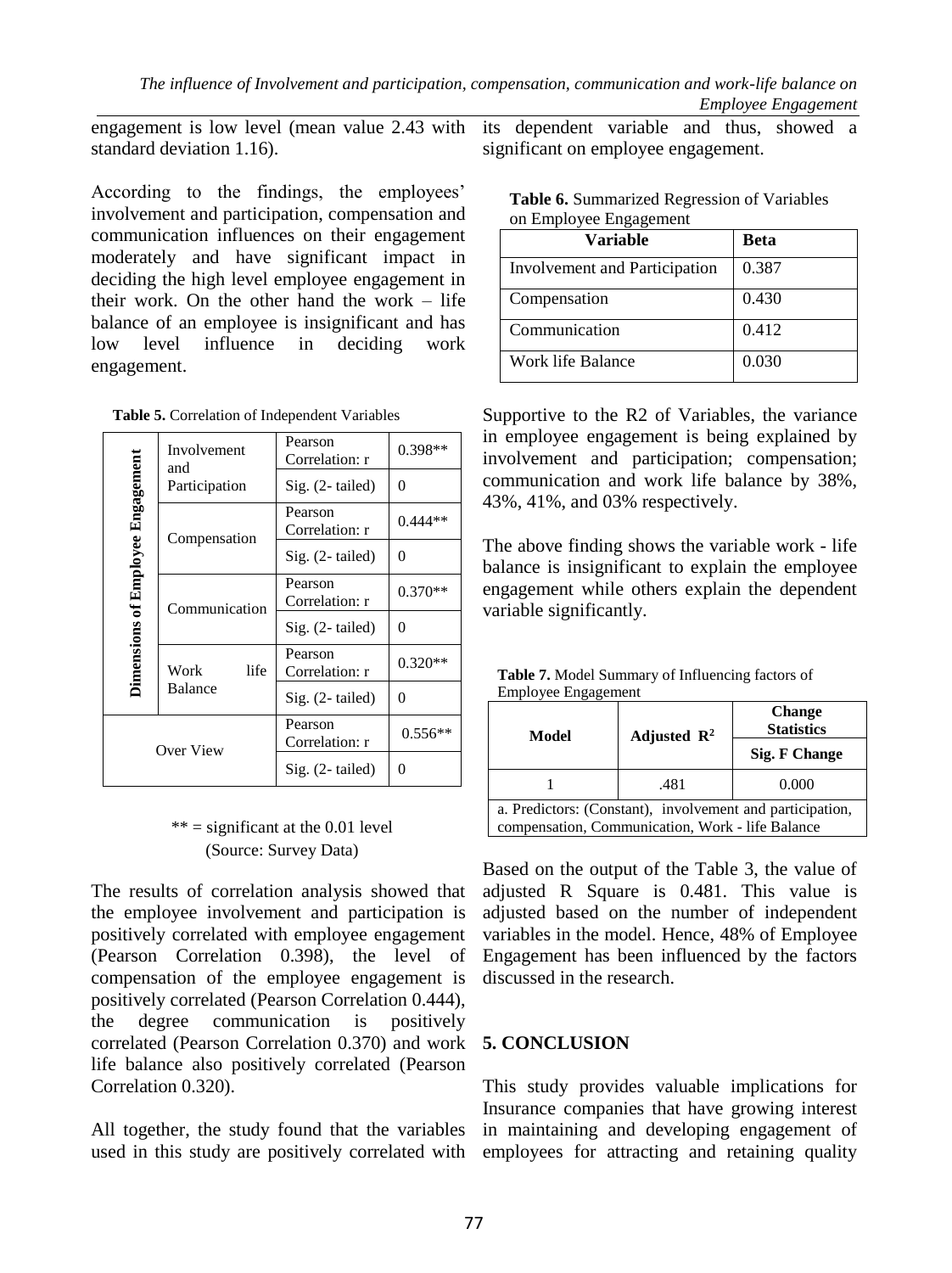engagement is low level (mean value 2.43 with standard deviation 1.16).

According to the findings, the employees' involvement and participation, compensation and communication influences on their engagement moderately and have significant impact in deciding the high level employee engagement in their work. On the other hand the work – life balance of an employee is insignificant and has low level influence in deciding work engagement.

**Table 5.** Correlation of Independent Variables

| | | | |
|---|---|---|---|
| Dimensions of Employee Engagement | Involvement and Participation | Pearson Correlation: r | 0.398** |
| | | Sig. (2- tailed) | 0 |
| | Compensation | Pearson Correlation: r | 0.444** |
| | | Sig. (2- tailed) | 0 |
| | Communication | Pearson Correlation: r | 0.370** |
| | | Sig. (2- tailed) | 0 |
| | Work life Balance | Pearson Correlation: r | 0.320** |
| | | Sig. (2- tailed) | 0 |
| Over View | | Pearson Correlation: r | 0.556** |
| | | Sig. (2- tailed) | 0 |

** = significant at the 0.01 level
(Source: Survey Data)

The results of correlation analysis showed that the employee involvement and participation is positively correlated with employee engagement (Pearson Correlation 0.398), the level of compensation of the employee engagement is positively correlated (Pearson Correlation 0.444), the degree communication is positively correlated (Pearson Correlation 0.370) and work life balance also positively correlated (Pearson Correlation 0.320).

All together, the study found that the variables used in this study are positively correlated with its dependent variable and thus, showed a significant on employee engagement.

**Table 6.** Summarized Regression of Variables on Employee Engagement

| Variable | Beta |
|---|---|
| Involvement and Participation | 0.387 |
| Compensation | 0.430 |
| Communication | 0.412 |
| Work life Balance | 0.030 |

Supportive to the R2 of Variables, the variance in employee engagement is being explained by involvement and participation; compensation; communication and work life balance by 38%, 43%, 41%, and 03% respectively.

The above finding shows the variable work - life balance is insignificant to explain the employee engagement while others explain the dependent variable significantly.

**Table 7.** Model Summary of Influencing factors of Employee Engagement

| Model | Adjusted $R^2$ | Change Statistics |
|---|---|---|
| | | Sig. F Change |
| 1 | .481 | 0.000 |
| a. Predictors: (Constant), involvement and participation, compensation, Communication, Work - life Balance | | |

Based on the output of the Table 3, the value of adjusted R Square is 0.481. This value is adjusted based on the number of independent variables in the model. Hence, 48% of Employee Engagement has been influenced by the factors discussed in the research.

## 5. CONCLUSION

This study provides valuable implications for Insurance companies that have growing interest in maintaining and developing engagement of employees for attracting and retaining quality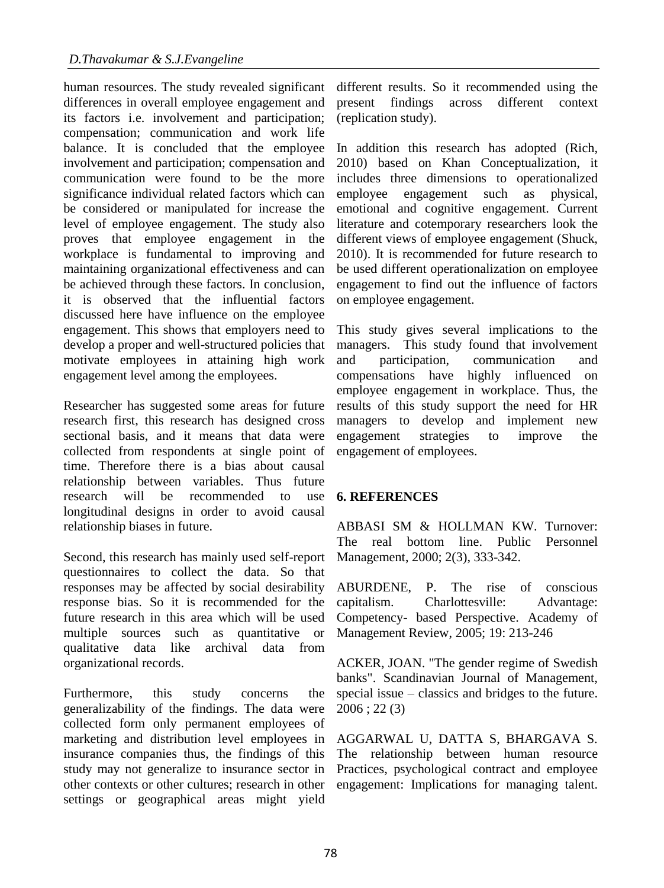human resources. The study revealed significant differences in overall employee engagement and its factors i.e. involvement and participation; compensation; communication and work life balance. It is concluded that the employee involvement and participation; compensation and communication were found to be the more significance individual related factors which can be considered or manipulated for increase the level of employee engagement. The study also proves that employee engagement in the workplace is fundamental to improving and maintaining organizational effectiveness and can be achieved through these factors. In conclusion, it is observed that the influential factors discussed here have influence on the employee engagement. This shows that employers need to develop a proper and well-structured policies that motivate employees in attaining high work engagement level among the employees.

Researcher has suggested some areas for future research first, this research has designed cross sectional basis, and it means that data were collected from respondents at single point of time. Therefore there is a bias about causal relationship between variables. Thus future research will be recommended to use longitudinal designs in order to avoid causal relationship biases in future.

Second, this research has mainly used self-report questionnaires to collect the data. So that responses may be affected by social desirability response bias. So it is recommended for the future research in this area which will be used multiple sources such as quantitative or qualitative data like archival data from organizational records.

Furthermore, this study concerns the generalizability of the findings. The data were collected form only permanent employees of marketing and distribution level employees in insurance companies thus, the findings of this study may not generalize to insurance sector in other contexts or other cultures; research in other settings or geographical areas might yield different results. So it recommended using the present findings across different context (replication study).

In addition this research has adopted (Rich, 2010) based on Khan Conceptualization, it includes three dimensions to operationalized employee engagement such as physical, emotional and cognitive engagement. Current literature and cotemporary researchers look the different views of employee engagement (Shuck, 2010). It is recommended for future research to be used different operationalization on employee engagement to find out the influence of factors on employee engagement.

This study gives several implications to the managers. This study found that involvement and participation, communication and compensations have highly influenced on employee engagement in workplace. Thus, the results of this study support the need for HR managers to develop and implement new engagement strategies to improve the engagement of employees.

## 6. REFERENCES

ABBASI SM & HOLLMAN KW. Turnover: The real bottom line. Public Personnel Management, 2000; 2(3), 333-342.

ABURDENE, P. The rise of conscious capitalism. Charlottesville: Advantage: Competency- based Perspective. Academy of Management Review, 2005; 19: 213-246

ACKER, JOAN. "The gender regime of Swedish banks". Scandinavian Journal of Management, special issue – classics and bridges to the future. 2006 ; 22 (3)

AGGARWAL U, DATTA S, BHARGAVA S. The relationship between human resource Practices, psychological contract and employee engagement: Implications for managing talent.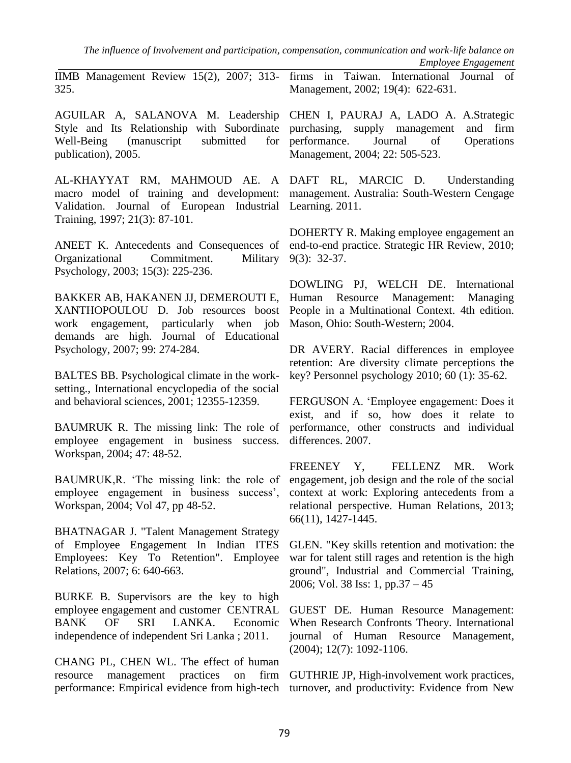IIMB Management Review 15(2), 2007; 313-325.

AGUILAR A, SALANOVA M. Leadership Style and Its Relationship with Subordinate Well-Being (manuscript submitted for publication), 2005.

AL-KHAYYAT RM, MAHMOUD AE. A macro model of training and development: Validation. Journal of European Industrial Training, 1997; 21(3): 87-101.

ANEET K. Antecedents and Consequences of Organizational Commitment. Military Psychology, 2003; 15(3): 225-236.

BAKKER AB, HAKANEN JJ, DEMEROUTI E, XANTHOPOULOU D. Job resources boost work engagement, particularly when job demands are high. Journal of Educational Psychology, 2007; 99: 274-284.

BALTES BB. Psychological climate in the work-setting., International encyclopedia of the social and behavioral sciences, 2001; 12355-12359.

BAUMRUK R. The missing link: The role of employee engagement in business success. Workspan, 2004; 47: 48-52.

BAUMRUK,R. 'The missing link: the role of employee engagement in business success', Workspan, 2004; Vol 47, pp 48-52.

BHATNAGAR J. "Talent Management Strategy of Employee Engagement In Indian ITES Employees: Key To Retention". Employee Relations, 2007; 6: 640-663.

BURKE B. Supervisors are the key to high employee engagement and customer CENTRAL BANK OF SRI LANKA. Economic independence of independent Sri Lanka ; 2011.

CHANG PL, CHEN WL. The effect of human resource management practices on firm performance: Empirical evidence from high-tech firms in Taiwan. International Journal of Management, 2002; 19(4): 622-631.

CHEN I, PAURAJ A, LADO A. A.Strategic purchasing, supply management and firm performance. Journal of Operations Management, 2004; 22: 505-523.

DAFT RL, MARCIC D. Understanding management. Australia: South-Western Cengage Learning. 2011.

DOHERTY R. Making employee engagement an end-to-end practice. Strategic HR Review, 2010; 9(3): 32-37.

DOWLING PJ, WELCH DE. International Human Resource Management: Managing People in a Multinational Context. 4th edition. Mason, Ohio: South-Western; 2004.

DR AVERY. Racial differences in employee retention: Are diversity climate perceptions the key? Personnel psychology 2010; 60 (1): 35-62.

FERGUSON A. 'Employee engagement: Does it exist, and if so, how does it relate to performance, other constructs and individual differences. 2007.

FREENEY Y, FELLENZ MR. Work engagement, job design and the role of the social context at work: Exploring antecedents from a relational perspective. Human Relations, 2013; 66(11), 1427-1445.

GLEN. "Key skills retention and motivation: the war for talent still rages and retention is the high ground", Industrial and Commercial Training, 2006; Vol. 38 Iss: 1, pp.37 – 45

GUEST DE. Human Resource Management: When Research Confronts Theory. International journal of Human Resource Management, (2004); 12(7): 1092-1106.

GUTHRIE JP, High-involvement work practices, turnover, and productivity: Evidence from New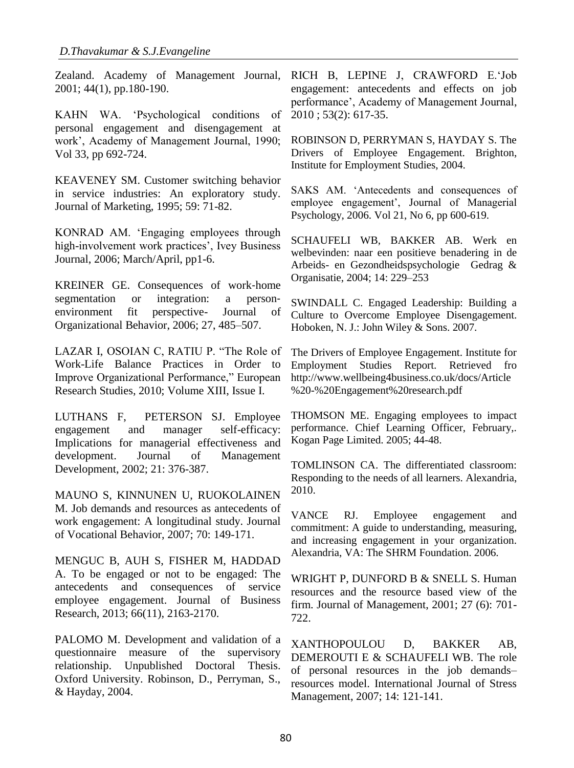Zealand. Academy of Management Journal, 2001; 44(1), pp.180-190.

KAHN WA. 'Psychological conditions of personal engagement and disengagement at work', Academy of Management Journal, 1990; Vol 33, pp 692-724.

KEAVENEY SM. Customer switching behavior in service industries: An exploratory study. Journal of Marketing, 1995; 59: 71-82.

KONRAD AM. 'Engaging employees through high-involvement work practices', Ivey Business Journal, 2006; March/April, pp1-6.

KREINER GE. Consequences of work-home segmentation or integration: a person-environment fit perspective- Journal of Organizational Behavior, 2006; 27, 485–507.

LAZAR I, OSOIAN C, RATIU P. "The Role of Work-Life Balance Practices in Order to Improve Organizational Performance," European Research Studies, 2010; Volume XIII, Issue I.

LUTHANS F, PETERSON SJ. Employee engagement and manager self-efficacy: Implications for managerial effectiveness and development. Journal of Management Development, 2002; 21: 376-387.

MAUNO S, KINNUNEN U, RUOKOLAINEN M. Job demands and resources as antecedents of work engagement: A longitudinal study. Journal of Vocational Behavior, 2007; 70: 149-171.

MENGUC B, AUH S, FISHER M, HADDAD A. To be engaged or not to be engaged: The antecedents and consequences of service employee engagement. Journal of Business Research, 2013; 66(11), 2163-2170.

PALOMO M. Development and validation of a questionnaire measure of the supervisory relationship. Unpublished Doctoral Thesis. Oxford University. Robinson, D., Perryman, S., & Hayday, 2004.

RICH B, LEPINE J, CRAWFORD E.'Job engagement: antecedents and effects on job performance', Academy of Management Journal, 2010 ; 53(2): 617-35.

ROBINSON D, PERRYMAN S, HAYDAY S. The Drivers of Employee Engagement. Brighton, Institute for Employment Studies, 2004.

SAKS AM. 'Antecedents and consequences of employee engagement', Journal of Managerial Psychology, 2006. Vol 21, No 6, pp 600-619.

SCHAUFELI WB, BAKKER AB. Werk en welbevinden: naar een positieve benadering in de Arbeids- en Gezondheidspsychologie Gedrag & Organisatie, 2004; 14: 229–253

SWINDALL C. Engaged Leadership: Building a Culture to Overcome Employee Disengagement. Hoboken, N. J.: John Wiley & Sons. 2007.

The Drivers of Employee Engagement. Institute for Employment Studies Report. Retrieved fro http://www.wellbeing4business.co.uk/docs/Article%20-%20Engagement%20research.pdf

THOMSON ME. Engaging employees to impact performance. Chief Learning Officer, February,. Kogan Page Limited. 2005; 44-48.

TOMLINSON CA. The differentiated classroom: Responding to the needs of all learners. Alexandria, 2010.

VANCE RJ. Employee engagement and commitment: A guide to understanding, measuring, and increasing engagement in your organization. Alexandria, VA: The SHRM Foundation. 2006.

WRIGHT P, DUNFORD B & SNELL S. Human resources and the resource based view of the firm. Journal of Management, 2001; 27 (6): 701-722.

XANTHOPOULOU D, BAKKER AB, DEMEROUTI E & SCHAUFELI WB. The role of personal resources in the job demands–resources model. International Journal of Stress Management, 2007; 14: 121-141.